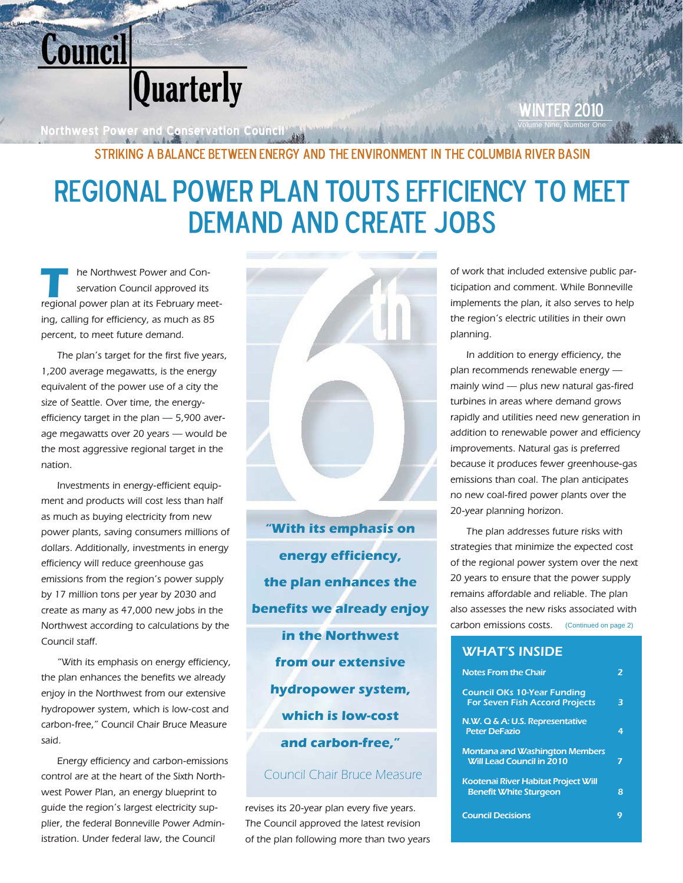# Council Quarterly

Northwest Power and Conservation Council

WINTER 2010

Volume Nine, Number One

STRIKING A BALANCE BETWEEN ENERGY AND THE ENVIRONMENT IN THE COLUMBIA RIVER BASIN

# REGIONAL POWER PLAN TOUTS EFFICIENCY TO MEET DEMAND AND CREATE JOBS

The Northwest Power and Conservation Council approved its regional power plan at its February meeting, calling for efficiency, as much as 85 percent, to meet future demand.

The plan's target for the first five years, 1,200 average megawatts, is the energy equivalent of the power use of a city the size of Seattle. Over time, the energy-efficiency target in the plan — 5,900 average megawatts over 20 years — would be the most aggressive regional target in the nation.

Investments in energy-efficient equipment and products will cost less than half as much as buying electricity from new power plants, saving consumers millions of dollars. Additionally, investments in energy efficiency will reduce greenhouse gas emissions from the region's power supply by 17 million tons per year by 2030 and create as many as 47,000 new jobs in the Northwest according to calculations by the Council staff.

"With its emphasis on energy efficiency, the plan enhances the benefits we already enjoy in the Northwest from our extensive hydropower system, which is low-cost and carbon-free," Council Chair Bruce Measure said.

Energy efficiency and carbon-emissions control are at the heart of the Sixth Northwest Power Plan, an energy blueprint to guide the region's largest electricity supplier, the federal Bonneville Power Administration. Under federal law, the Council revises its 20-year plan every five years. The Council approved the latest revision of the plan following more than two years of work that included extensive public participation and comment. While Bonneville implements the plan, it also serves to help the region's electric utilities in their own planning.

> **"With its emphasis on energy efficiency, the plan enhances the benefits we already enjoy in the Northwest from our extensive hydropower system, which is low-cost and carbon-free,"**
>
> Council Chair Bruce Measure

In addition to energy efficiency, the plan recommends renewable energy — mainly wind — plus new natural gas-fired turbines in areas where demand grows rapidly and utilities need new generation in addition to renewable power and efficiency improvements. Natural gas is preferred because it produces fewer greenhouse-gas emissions than coal. The plan anticipates no new coal-fired power plants over the 20-year planning horizon.

The plan addresses future risks with strategies that minimize the expected cost of the regional power system over the next 20 years to ensure that the power supply remains affordable and reliable. The plan also assesses the new risks associated with carbon emissions costs. (Continued on page 2)

## WHAT'S INSIDE

| | |
|---|---|
| Notes From the Chair | 2 |
| Council OKs 10-Year Funding For Seven Fish Accord Projects | 3 |
| N.W. Q & A: U.S. Representative Peter DeFazio | 4 |
| Montana and Washington Members Will Lead Council in 2010 | 7 |
| Kootenai River Habitat Project Will Benefit White Sturgeon | 8 |
| Council Decisions | 9 |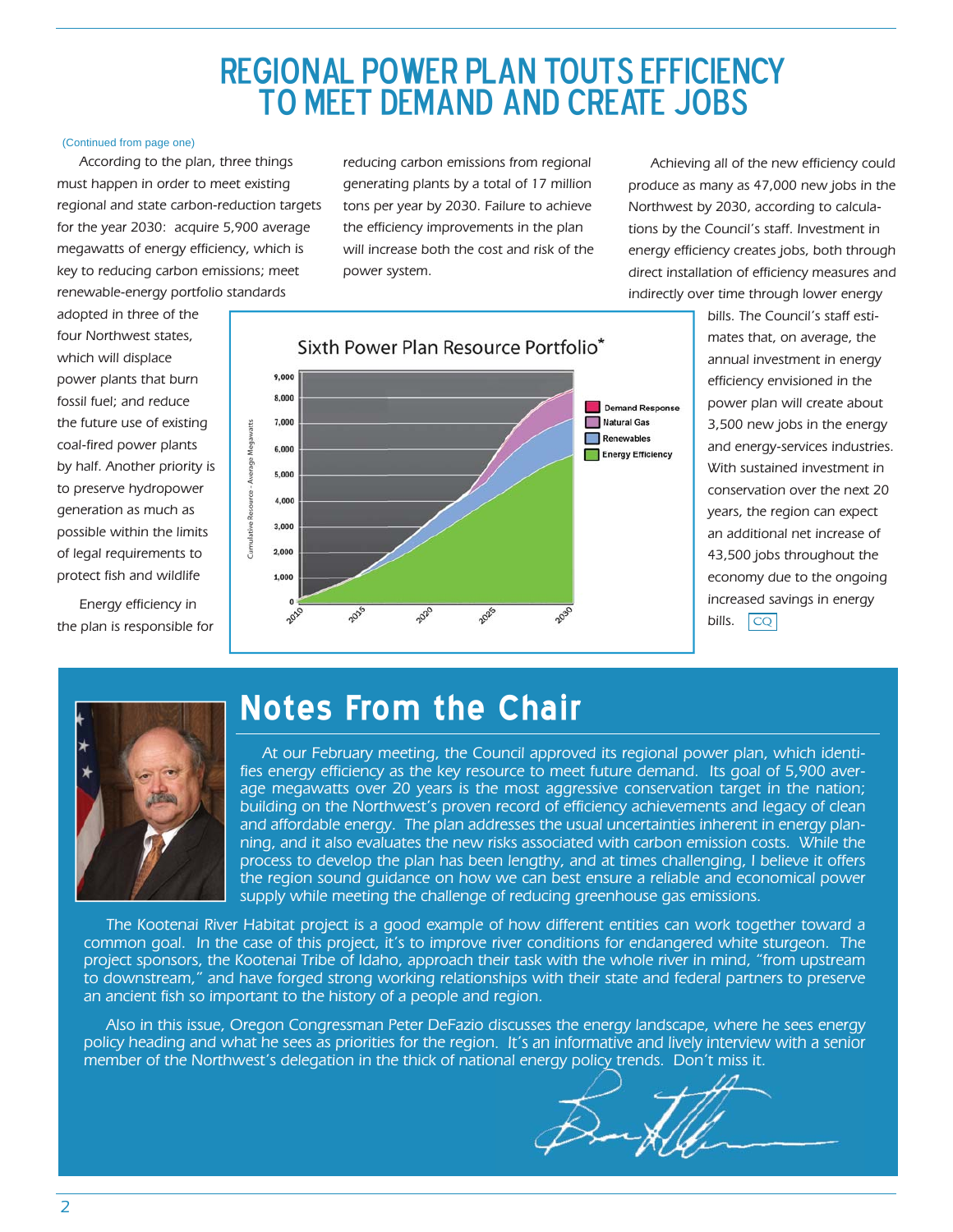# REGIONAL POWER PLAN TOUTS EFFICIENCY TO MEET DEMAND AND CREATE JOBS

(Continued from page one)

According to the plan, three things must happen in order to meet existing regional and state carbon-reduction targets for the year 2030: acquire 5,900 average megawatts of energy efficiency, which is key to reducing carbon emissions; meet renewable-energy portfolio standards adopted in three of the four Northwest states, which will displace power plants that burn fossil fuel; and reduce the future use of existing coal-fired power plants by half. Another priority is to preserve hydropower generation as much as possible within the limits of legal requirements to protect fish and wildlife

Energy efficiency in the plan is responsible for reducing carbon emissions from regional generating plants by a total of 17 million tons per year by 2030. Failure to achieve the efficiency improvements in the plan will increase both the cost and risk of the power system.

Achieving all of the new efficiency could produce as many as 47,000 new jobs in the Northwest by 2030, according to calculations by the Council's staff. Investment in energy efficiency creates jobs, both through direct installation of efficiency measures and indirectly over time through lower energy bills. The Council's staff estimates that, on average, the annual investment in energy efficiency envisioned in the power plan will create about 3,500 new jobs in the energy and energy-services industries. With sustained investment in conservation over the next 20 years, the region can expect an additional net increase of 43,500 jobs throughout the economy due to the ongoing increased savings in energy bills. CQ

**Sixth Power Plan Resource Portfolio***

Cumulative Resource - Average Megawatts (0–9,000), 2010–2030. Legend: Demand Response, Natural Gas, Renewables, Energy Efficiency.

## Notes From the Chair

At our February meeting, the Council approved its regional power plan, which identifies energy efficiency as the key resource to meet future demand. Its goal of 5,900 average megawatts over 20 years is the most aggressive conservation target in the nation; building on the Northwest's proven record of efficiency achievements and legacy of clean and affordable energy. The plan addresses the usual uncertainties inherent in energy planning, and it also evaluates the new risks associated with carbon emission costs. While the process to develop the plan has been lengthy, and at times challenging, I believe it offers the region sound guidance on how we can best ensure a reliable and economical power supply while meeting the challenge of reducing greenhouse gas emissions.

The Kootenai River Habitat project is a good example of how different entities can work together toward a common goal. In the case of this project, it's to improve river conditions for endangered white sturgeon. The project sponsors, the Kootenai Tribe of Idaho, approach their task with the whole river in mind, "from upstream to downstream," and have forged strong working relationships with their state and federal partners to preserve an ancient fish so important to the history of a people and region.

Also in this issue, Oregon Congressman Peter DeFazio discusses the energy landscape, where he sees energy policy heading and what he sees as priorities for the region. It's an informative and lively interview with a senior member of the Northwest's delegation in the thick of national energy policy trends. Don't miss it.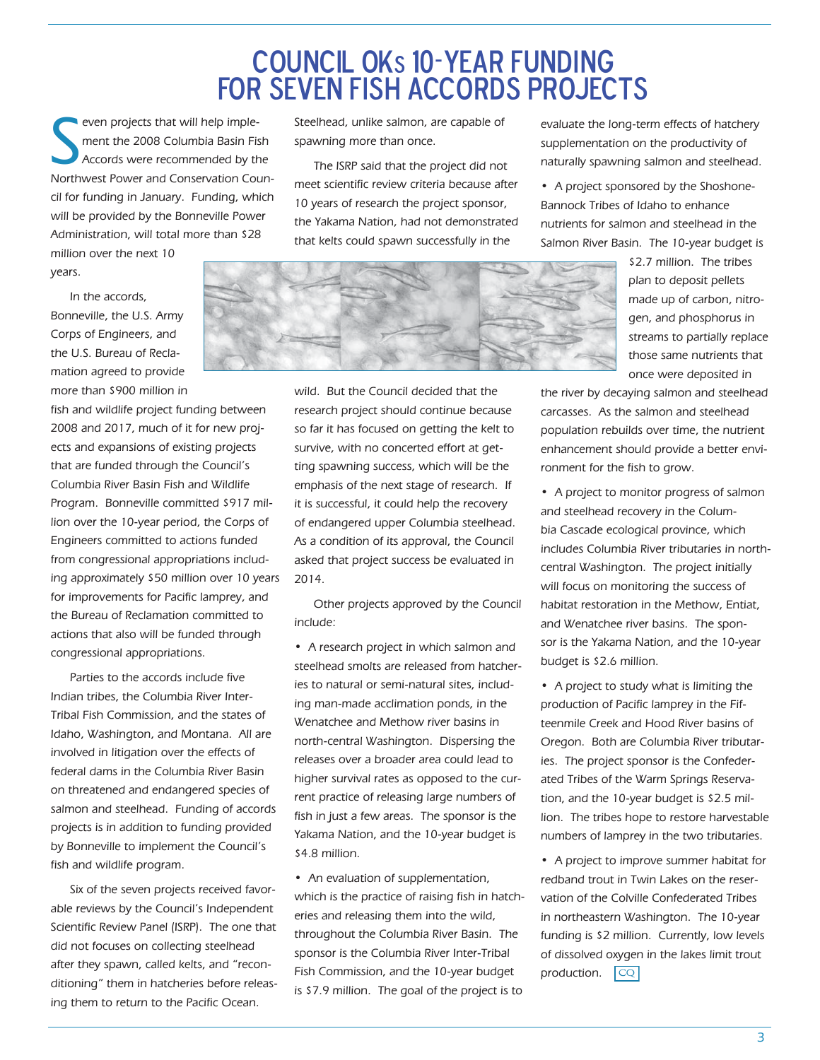# COUNCIL OKs 10-YEAR FUNDING FOR SEVEN FISH ACCORDS PROJECTS

Seven projects that will help implement the 2008 Columbia Basin Fish Accords were recommended by the Northwest Power and Conservation Council for funding in January. Funding, which will be provided by the Bonneville Power Administration, will total more than $28 million over the next 10 years.

In the accords, Bonneville, the U.S. Army Corps of Engineers, and the U.S. Bureau of Reclamation agreed to provide more than $900 million in fish and wildlife project funding between 2008 and 2017, much of it for new projects and expansions of existing projects that are funded through the Council's Columbia River Basin Fish and Wildlife Program. Bonneville committed $917 million over the 10-year period, the Corps of Engineers committed to actions funded from congressional appropriations including approximately $50 million over 10 years for improvements for Pacific lamprey, and the Bureau of Reclamation committed to actions that also will be funded through congressional appropriations.

Parties to the accords include five Indian tribes, the Columbia River Inter-Tribal Fish Commission, and the states of Idaho, Washington, and Montana. All are involved in litigation over the effects of federal dams in the Columbia River Basin on threatened and endangered species of salmon and steelhead. Funding of accords projects is in addition to funding provided by Bonneville to implement the Council's fish and wildlife program.

Six of the seven projects received favorable reviews by the Council's Independent Scientific Review Panel (ISRP). The one that did not focuses on collecting steelhead after they spawn, called kelts, and "reconditioning" them in hatcheries before releasing them to return to the Pacific Ocean. Steelhead, unlike salmon, are capable of spawning more than once.

The ISRP said that the project did not meet scientific review criteria because after 10 years of research the project sponsor, the Yakama Nation, had not demonstrated that kelts could spawn successfully in the wild. But the Council decided that the research project should continue because so far it has focused on getting the kelt to survive, with no concerted effort at getting spawning success, which will be the emphasis of the next stage of research. If it is successful, it could help the recovery of endangered upper Columbia steelhead. As a condition of its approval, the Council asked that project success be evaluated in 2014.

Other projects approved by the Council include:

- A research project in which salmon and steelhead smolts are released from hatcheries to natural or semi-natural sites, including man-made acclimation ponds, in the Wenatchee and Methow river basins in north-central Washington. Dispersing the releases over a broader area could lead to higher survival rates as opposed to the current practice of releasing large numbers of fish in just a few areas. The sponsor is the Yakama Nation, and the 10-year budget is $4.8 million.

- An evaluation of supplementation, which is the practice of raising fish in hatcheries and releasing them into the wild, throughout the Columbia River Basin. The sponsor is the Columbia River Inter-Tribal Fish Commission, and the 10-year budget is $7.9 million. The goal of the project is to evaluate the long-term effects of hatchery supplementation on the productivity of naturally spawning salmon and steelhead.

- A project sponsored by the Shoshone-Bannock Tribes of Idaho to enhance nutrients for salmon and steelhead in the Salmon River Basin. The 10-year budget is $2.7 million. The tribes plan to deposit pellets made up of carbon, nitrogen, and phosphorus in streams to partially replace those same nutrients that once were deposited in the river by decaying salmon and steelhead carcasses. As the salmon and steelhead population rebuilds over time, the nutrient enhancement should provide a better environment for the fish to grow.

- A project to monitor progress of salmon and steelhead recovery in the Columbia Cascade ecological province, which includes Columbia River tributaries in north-central Washington. The project initially will focus on monitoring the success of habitat restoration in the Methow, Entiat, and Wenatchee river basins. The sponsor is the Yakama Nation, and the 10-year budget is $2.6 million.

- A project to study what is limiting the production of Pacific lamprey in the Fifteenmile Creek and Hood River basins of Oregon. Both are Columbia River tributaries. The project sponsor is the Confederated Tribes of the Warm Springs Reservation, and the 10-year budget is $2.5 million. The tribes hope to restore harvestable numbers of lamprey in the two tributaries.

- A project to improve summer habitat for redband trout in Twin Lakes on the reservation of the Colville Confederated Tribes in northeastern Washington. The 10-year funding is $2 million. Currently, low levels of dissolved oxygen in the lakes limit trout production. CQ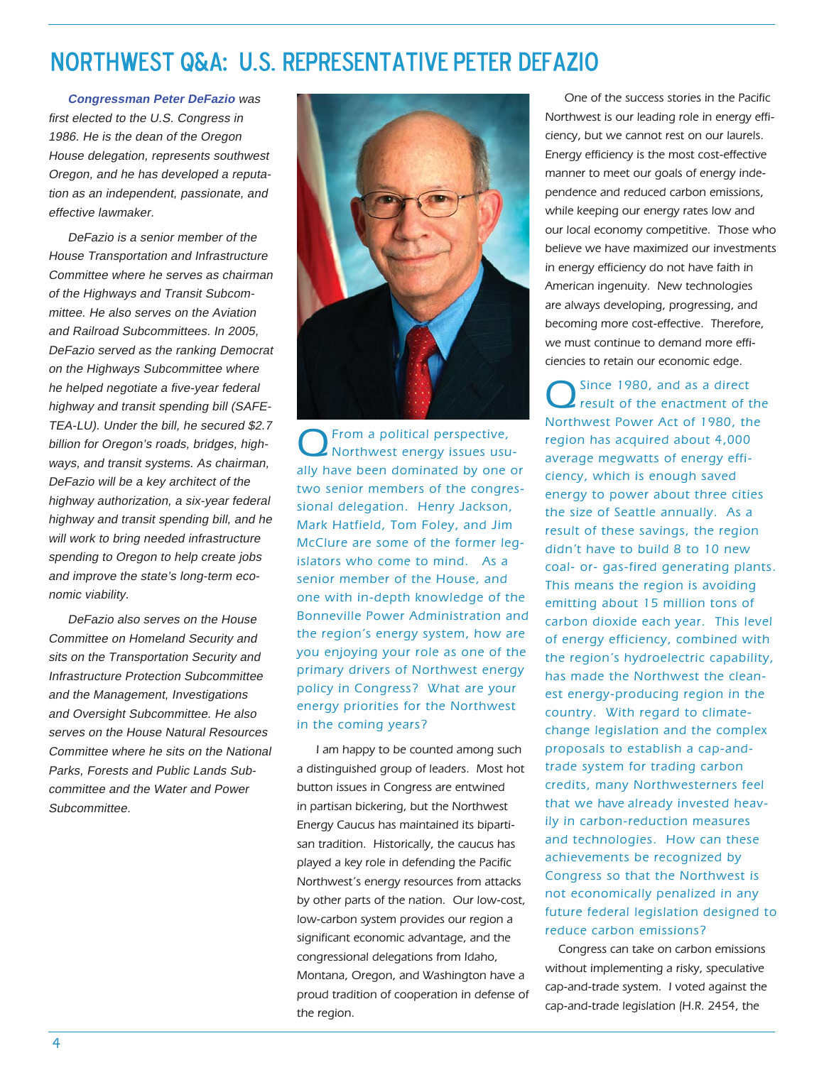# NORTHWEST Q&A: U.S. REPRESENTATIVE PETER DEFAZIO

***Congressman Peter DeFazio** was first elected to the U.S. Congress in 1986. He is the dean of the Oregon House delegation, represents southwest Oregon, and he has developed a reputation as an independent, passionate, and effective lawmaker.*

*DeFazio is a senior member of the House Transportation and Infrastructure Committee where he serves as chairman of the Highways and Transit Subcommittee. He also serves on the Aviation and Railroad Subcommittees. In 2005, DeFazio served as the ranking Democrat on the Highways Subcommittee where he helped negotiate a five-year federal highway and transit spending bill (SAFETEA-LU). Under the bill, he secured $2.7 billion for Oregon's roads, bridges, highways, and transit systems. As chairman, DeFazio will be a key architect of the highway authorization, a six-year federal highway and transit spending bill, and he will work to bring needed infrastructure spending to Oregon to help create jobs and improve the state's long-term economic viability.*

*DeFazio also serves on the House Committee on Homeland Security and sits on the Transportation Security and Infrastructure Protection Subcommittee and the Management, Investigations and Oversight Subcommittee. He also serves on the House Natural Resources Committee where he sits on the National Parks, Forests and Public Lands Subcommittee and the Water and Power Subcommittee.*

**Q** From a political perspective, Northwest energy issues usually have been dominated by one or two senior members of the congressional delegation. Henry Jackson, Mark Hatfield, Tom Foley, and Jim McClure are some of the former legislators who come to mind. As a senior member of the House, and one with in-depth knowledge of the Bonneville Power Administration and the region's energy system, how are you enjoying your role as one of the primary drivers of Northwest energy policy in Congress? What are your energy priorities for the Northwest in the coming years?

I am happy to be counted among such a distinguished group of leaders. Most hot button issues in Congress are entwined in partisan bickering, but the Northwest Energy Caucus has maintained its bipartisan tradition. Historically, the caucus has played a key role in defending the Pacific Northwest's energy resources from attacks by other parts of the nation. Our low-cost, low-carbon system provides our region a significant economic advantage, and the congressional delegations from Idaho, Montana, Oregon, and Washington have a proud tradition of cooperation in defense of the region.

One of the success stories in the Pacific Northwest is our leading role in energy efficiency, but we cannot rest on our laurels. Energy efficiency is the most cost-effective manner to meet our goals of energy independence and reduced carbon emissions, while keeping our energy rates low and our local economy competitive. Those who believe we have maximized our investments in energy efficiency do not have faith in American ingenuity. New technologies are always developing, progressing, and becoming more cost-effective. Therefore, we must continue to demand more efficiencies to retain our economic edge.

**Q** Since 1980, and as a direct result of the enactment of the Northwest Power Act of 1980, the region has acquired about 4,000 average megwatts of energy efficiency, which is enough saved energy to power about three cities the size of Seattle annually. As a result of these savings, the region didn't have to build 8 to 10 new coal- or- gas-fired generating plants. This means the region is avoiding emitting about 15 million tons of carbon dioxide each year. This level of energy efficiency, combined with the region's hydroelectric capability, has made the Northwest the cleanest energy-producing region in the country. With regard to climate-change legislation and the complex proposals to establish a cap-and-trade system for trading carbon credits, many Northwesterners feel that we have already invested heavily in carbon-reduction measures and technologies. How can these achievements be recognized by Congress so that the Northwest is not economically penalized in any future federal legislation designed to reduce carbon emissions?

Congress can take on carbon emissions without implementing a risky, speculative cap-and-trade system. I voted against the cap-and-trade legislation (H.R. 2454, the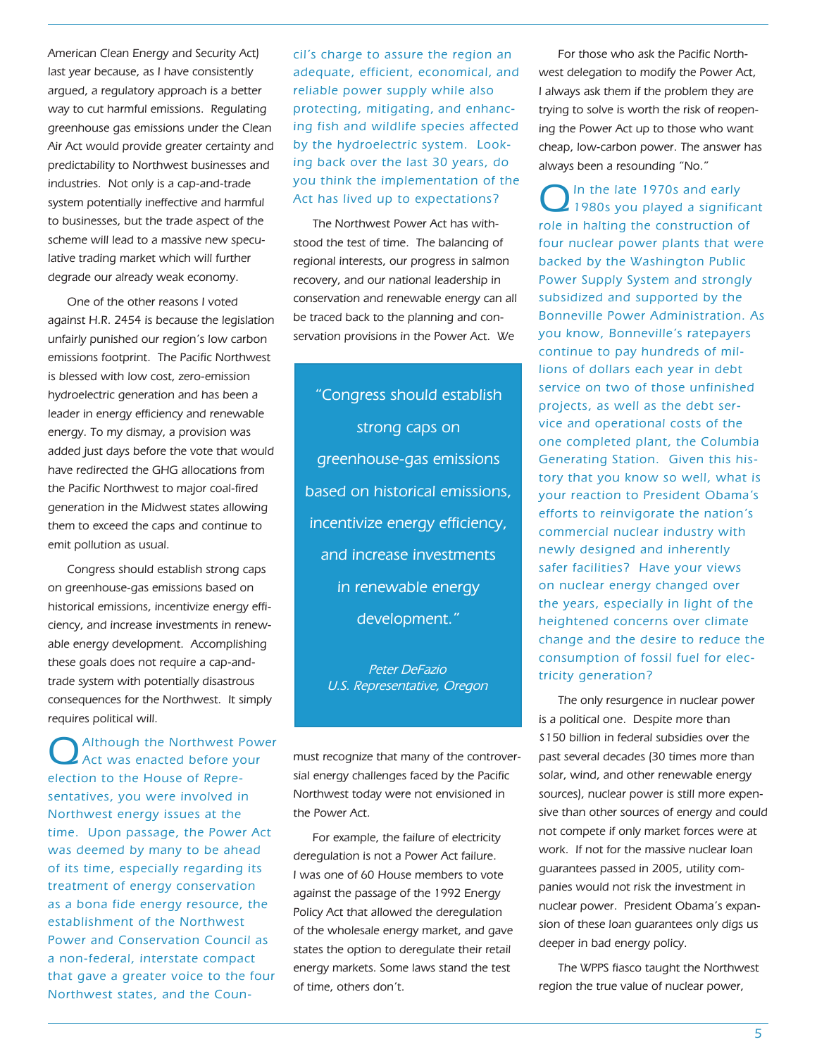American Clean Energy and Security Act) last year because, as I have consistently argued, a regulatory approach is a better way to cut harmful emissions. Regulating greenhouse gas emissions under the Clean Air Act would provide greater certainty and predictability to Northwest businesses and industries. Not only is a cap-and-trade system potentially ineffective and harmful to businesses, but the trade aspect of the scheme will lead to a massive new speculative trading market which will further degrade our already weak economy.

One of the other reasons I voted against H.R. 2454 is because the legislation unfairly punished our region's low carbon emissions footprint. The Pacific Northwest is blessed with low cost, zero-emission hydroelectric generation and has been a leader in energy efficiency and renewable energy. To my dismay, a provision was added just days before the vote that would have redirected the GHG allocations from the Pacific Northwest to major coal-fired generation in the Midwest states allowing them to exceed the caps and continue to emit pollution as usual.

Congress should establish strong caps on greenhouse-gas emissions based on historical emissions, incentivize energy efficiency, and increase investments in renewable energy development. Accomplishing these goals does not require a cap-and-trade system with potentially disastrous consequences for the Northwest. It simply requires political will.

**Q** Although the Northwest Power Act was enacted before your election to the House of Representatives, you were involved in Northwest energy issues at the time. Upon passage, the Power Act was deemed by many to be ahead of its time, especially regarding its treatment of energy conservation as a bona fide energy resource, the establishment of the Northwest Power and Conservation Council as a non-federal, interstate compact that gave a greater voice to the four Northwest states, and the Council's charge to assure the region an adequate, efficient, economical, and reliable power supply while also protecting, mitigating, and enhancing fish and wildlife species affected by the hydroelectric system. Looking back over the last 30 years, do you think the implementation of the Act has lived up to expectations?

The Northwest Power Act has withstood the test of time. The balancing of regional interests, our progress in salmon recovery, and our national leadership in conservation and renewable energy can all be traced back to the planning and conservation provisions in the Power Act. We must recognize that many of the controversial energy challenges faced by the Pacific Northwest today were not envisioned in the Power Act.

> "Congress should establish strong caps on greenhouse-gas emissions based on historical emissions, incentivize energy efficiency, and increase investments in renewable energy development."
>
> *Peter DeFazio*
> *U.S. Representative, Oregon*

For example, the failure of electricity deregulation is not a Power Act failure. I was one of 60 House members to vote against the passage of the 1992 Energy Policy Act that allowed the deregulation of the wholesale energy market, and gave states the option to deregulate their retail energy markets. Some laws stand the test of time, others don't.

For those who ask the Pacific Northwest delegation to modify the Power Act, I always ask them if the problem they are trying to solve is worth the risk of reopening the Power Act up to those who want cheap, low-carbon power. The answer has always been a resounding "No."

**Q** In the late 1970s and early 1980s you played a significant role in halting the construction of four nuclear power plants that were backed by the Washington Public Power Supply System and strongly subsidized and supported by the Bonneville Power Administration. As you know, Bonneville's ratepayers continue to pay hundreds of millions of dollars each year in debt service on two of those unfinished projects, as well as the debt service and operational costs of the one completed plant, the Columbia Generating Station. Given this history that you know so well, what is your reaction to President Obama's efforts to reinvigorate the nation's commercial nuclear industry with newly designed and inherently safer facilities? Have your views on nuclear energy changed over the years, especially in light of the heightened concerns over climate change and the desire to reduce the consumption of fossil fuel for electricity generation?

The only resurgence in nuclear power is a political one. Despite more than $150 billion in federal subsidies over the past several decades (30 times more than solar, wind, and other renewable energy sources), nuclear power is still more expensive than other sources of energy and could not compete if only market forces were at work. If not for the massive nuclear loan guarantees passed in 2005, utility companies would not risk the investment in nuclear power. President Obama's expansion of these loan guarantees only digs us deeper in bad energy policy.

The WPPS fiasco taught the Northwest region the true value of nuclear power,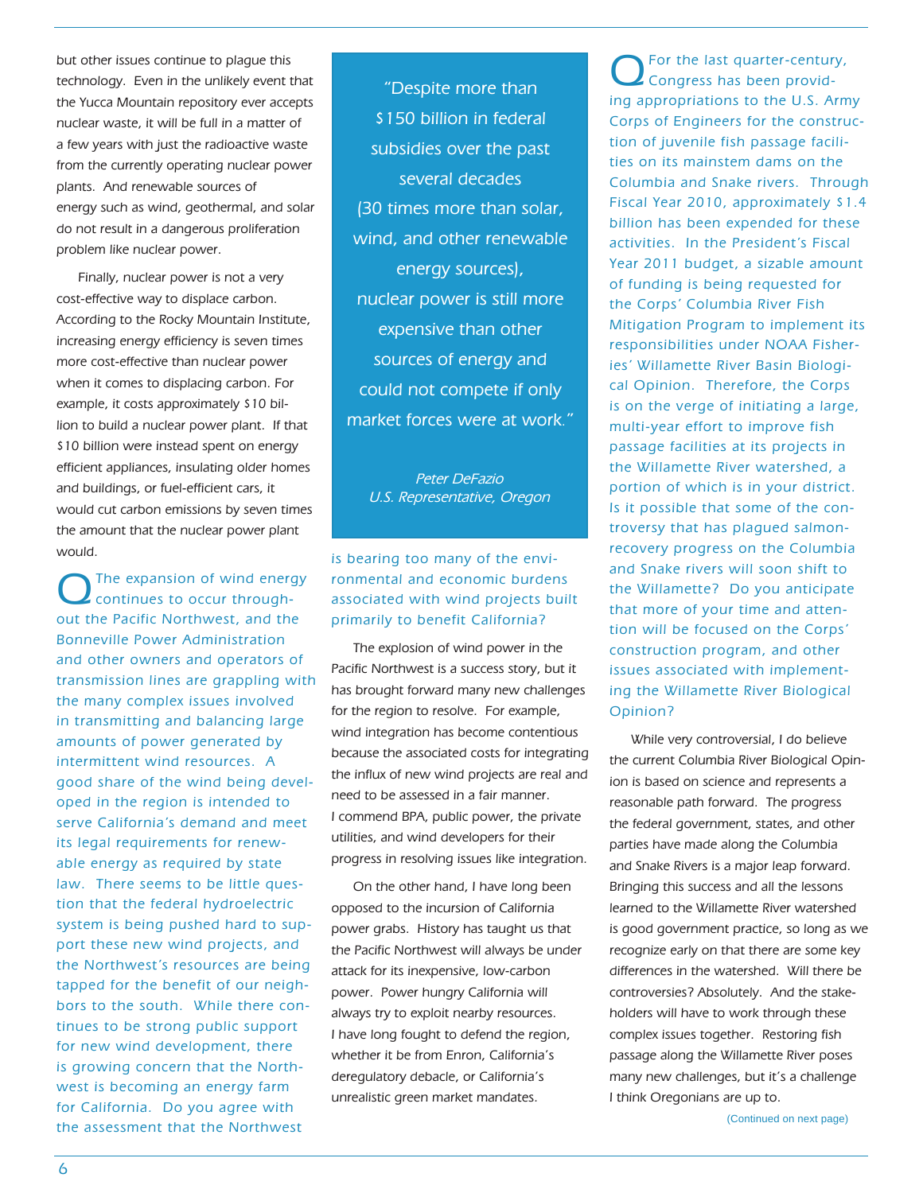but other issues continue to plague this technology. Even in the unlikely event that the Yucca Mountain repository ever accepts nuclear waste, it will be full in a matter of a few years with just the radioactive waste from the currently operating nuclear power plants. And renewable sources of energy such as wind, geothermal, and solar do not result in a dangerous proliferation problem like nuclear power.

Finally, nuclear power is not a very cost-effective way to displace carbon. According to the Rocky Mountain Institute, increasing energy efficiency is seven times more cost-effective than nuclear power when it comes to displacing carbon. For example, it costs approximately $10 billion to build a nuclear power plant. If that $10 billion were instead spent on energy efficient appliances, insulating older homes and buildings, or fuel-efficient cars, it would cut carbon emissions by seven times the amount that the nuclear power plant would.

**Q** The expansion of wind energy continues to occur throughout the Pacific Northwest, and the Bonneville Power Administration and other owners and operators of transmission lines are grappling with the many complex issues involved in transmitting and balancing large amounts of power generated by intermittent wind resources. A good share of the wind being developed in the region is intended to serve California's demand and meet its legal requirements for renewable energy as required by state law. There seems to be little question that the federal hydroelectric system is being pushed hard to support these new wind projects, and the Northwest's resources are being tapped for the benefit of our neighbors to the south. While there continues to be strong public support for new wind development, there is growing concern that the Northwest is becoming an energy farm for California. Do you agree with the assessment that the Northwest is bearing too many of the environmental and economic burdens associated with wind projects built primarily to benefit California?

> "Despite more than $150 billion in federal subsidies over the past several decades (30 times more than solar, wind, and other renewable energy sources), nuclear power is still more expensive than other sources of energy and could not compete if only market forces were at work."
>
> *Peter DeFazio*
> *U.S. Representative, Oregon*

The explosion of wind power in the Pacific Northwest is a success story, but it has brought forward many new challenges for the region to resolve. For example, wind integration has become contentious because the associated costs for integrating the influx of new wind projects are real and need to be assessed in a fair manner. I commend BPA, public power, the private utilities, and wind developers for their progress in resolving issues like integration.

On the other hand, I have long been opposed to the incursion of California power grabs. History has taught us that the Pacific Northwest will always be under attack for its inexpensive, low-carbon power. Power hungry California will always try to exploit nearby resources. I have long fought to defend the region, whether it be from Enron, California's deregulatory debacle, or California's unrealistic green market mandates.

**Q** For the last quarter-century, Congress has been providing appropriations to the U.S. Army Corps of Engineers for the construction of juvenile fish passage facilities on its mainstem dams on the Columbia and Snake rivers. Through Fiscal Year 2010, approximately $1.4 billion has been expended for these activities. In the President's Fiscal Year 2011 budget, a sizable amount of funding is being requested for the Corps' Columbia River Fish Mitigation Program to implement its responsibilities under NOAA Fisheries' Willamette River Basin Biological Opinion. Therefore, the Corps is on the verge of initiating a large, multi-year effort to improve fish passage facilities at its projects in the Willamette River watershed, a portion of which is in your district. Is it possible that some of the controversy that has plagued salmon-recovery progress on the Columbia and Snake rivers will soon shift to the Willamette? Do you anticipate that more of your time and attention will be focused on the Corps' construction program, and other issues associated with implementing the Willamette River Biological Opinion?

While very controversial, I do believe the current Columbia River Biological Opinion is based on science and represents a reasonable path forward. The progress the federal government, states, and other parties have made along the Columbia and Snake Rivers is a major leap forward. Bringing this success and all the lessons learned to the Willamette River watershed is good government practice, so long as we recognize early on that there are some key differences in the watershed. Will there be controversies? Absolutely. And the stakeholders will have to work through these complex issues together. Restoring fish passage along the Willamette River poses many new challenges, but it's a challenge I think Oregonians are up to.

(Continued on next page)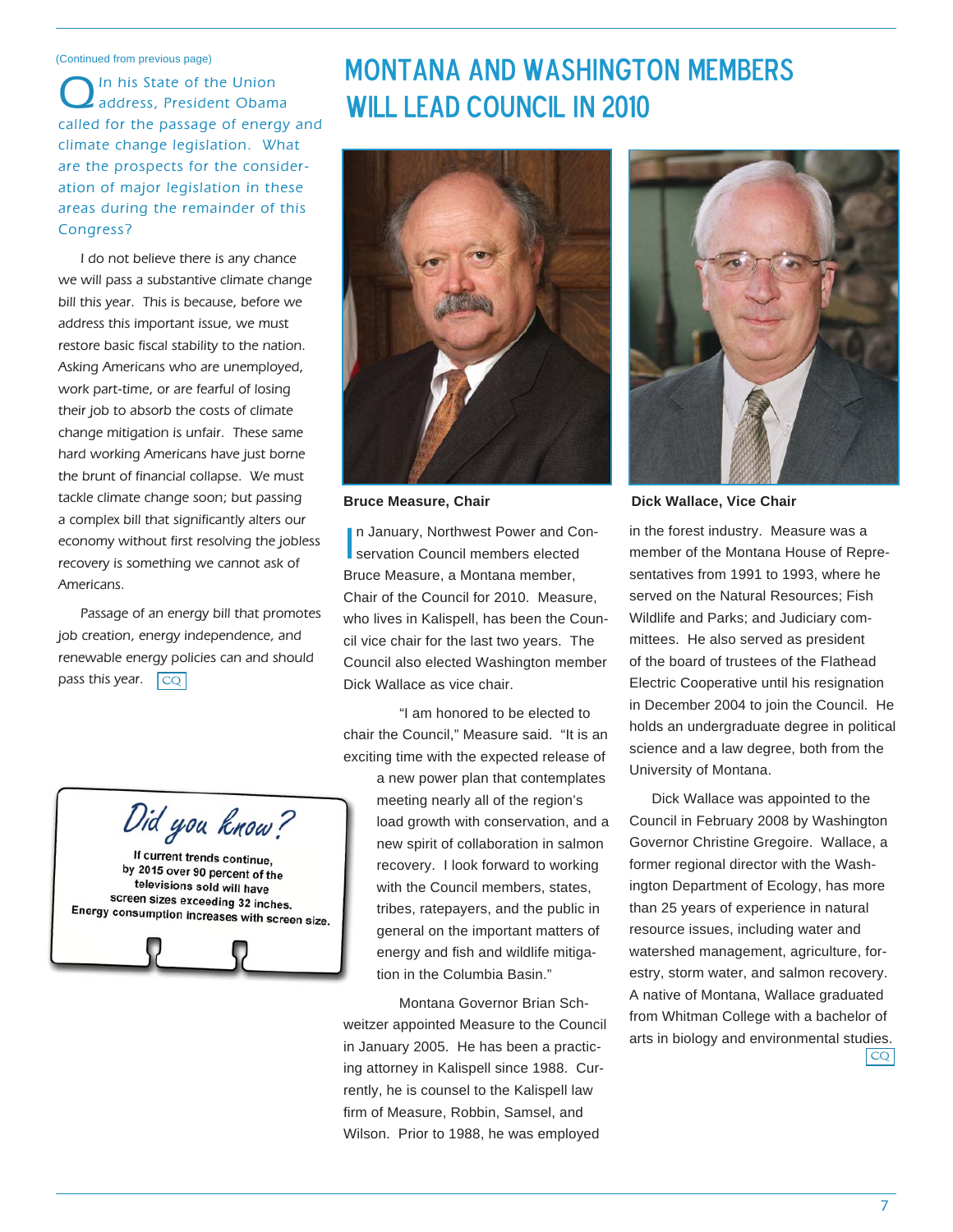(Continued from previous page)

**Q** In his State of the Union address, President Obama called for the passage of energy and climate change legislation. What are the prospects for the consideration of major legislation in these areas during the remainder of this Congress?

I do not believe there is any chance we will pass a substantive climate change bill this year. This is because, before we address this important issue, we must restore basic fiscal stability to the nation. Asking Americans who are unemployed, work part-time, or are fearful of losing their job to absorb the costs of climate change mitigation is unfair. These same hard working Americans have just borne the brunt of financial collapse. We must tackle climate change soon; but passing a complex bill that significantly alters our economy without first resolving the jobless recovery is something we cannot ask of Americans.

Passage of an energy bill that promotes job creation, energy independence, and renewable energy policies can and should pass this year. CQ

*Did you know?*

If current trends continue, by 2015 over 90 percent of the televisions sold will have screen sizes exceeding 32 inches. Energy consumption increases with screen size.

# MONTANA AND WASHINGTON MEMBERS WILL LEAD COUNCIL IN 2010

**Bruce Measure, Chair**

**Dick Wallace, Vice Chair**

In January, Northwest Power and Conservation Council members elected Bruce Measure, a Montana member, Chair of the Council for 2010. Measure, who lives in Kalispell, has been the Council vice chair for the last two years. The Council also elected Washington member Dick Wallace as vice chair.

"I am honored to be elected to chair the Council," Measure said. "It is an exciting time with the expected release of a new power plan that contemplates meeting nearly all of the region's load growth with conservation, and a new spirit of collaboration in salmon recovery. I look forward to working with the Council members, states, tribes, ratepayers, and the public in general on the important matters of energy and fish and wildlife mitigation in the Columbia Basin."

Montana Governor Brian Schweitzer appointed Measure to the Council in January 2005. He has been a practicing attorney in Kalispell since 1988. Currently, he is counsel to the Kalispell law firm of Measure, Robbin, Samsel, and Wilson. Prior to 1988, he was employed in the forest industry. Measure was a member of the Montana House of Representatives from 1991 to 1993, where he served on the Natural Resources; Fish Wildlife and Parks; and Judiciary committees. He also served as president of the board of trustees of the Flathead Electric Cooperative until his resignation in December 2004 to join the Council. He holds an undergraduate degree in political science and a law degree, both from the University of Montana.

Dick Wallace was appointed to the Council in February 2008 by Washington Governor Christine Gregoire. Wallace, a former regional director with the Washington Department of Ecology, has more than 25 years of experience in natural resource issues, including water and watershed management, agriculture, forestry, storm water, and salmon recovery. A native of Montana, Wallace graduated from Whitman College with a bachelor of arts in biology and environmental studies. CQ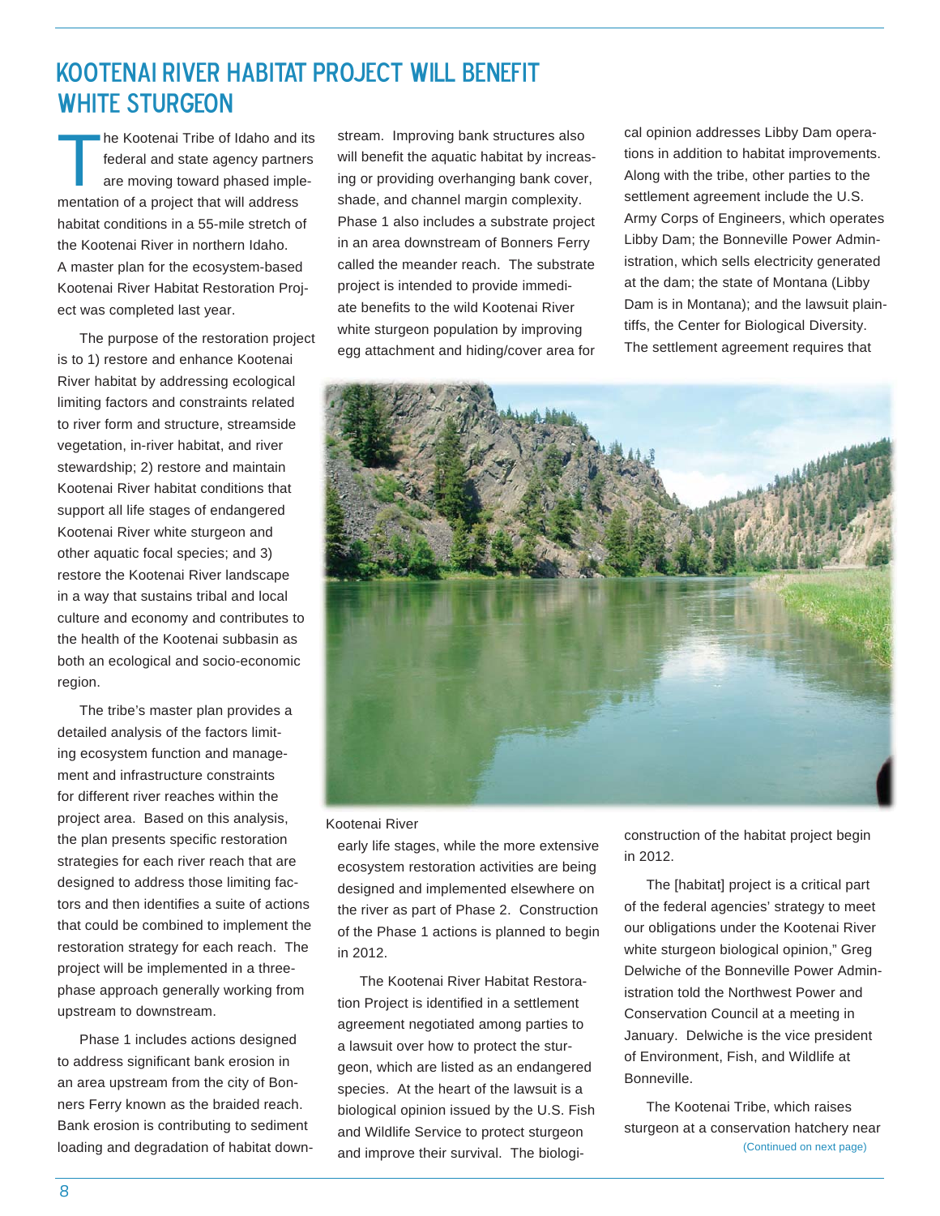# KOOTENAI RIVER HABITAT PROJECT WILL BENEFIT WHITE STURGEON

The Kootenai Tribe of Idaho and its federal and state agency partners are moving toward phased implementation of a project that will address habitat conditions in a 55-mile stretch of the Kootenai River in northern Idaho. A master plan for the ecosystem-based Kootenai River Habitat Restoration Project was completed last year.

The purpose of the restoration project is to 1) restore and enhance Kootenai River habitat by addressing ecological limiting factors and constraints related to river form and structure, streamside vegetation, in-river habitat, and river stewardship; 2) restore and maintain Kootenai River habitat conditions that support all life stages of endangered Kootenai River white sturgeon and other aquatic focal species; and 3) restore the Kootenai River landscape in a way that sustains tribal and local culture and economy and contributes to the health of the Kootenai subbasin as both an ecological and socio-economic region.

The tribe's master plan provides a detailed analysis of the factors limiting ecosystem function and management and infrastructure constraints for different river reaches within the project area. Based on this analysis, the plan presents specific restoration strategies for each river reach that are designed to address those limiting factors and then identifies a suite of actions that could be combined to implement the restoration strategy for each reach. The project will be implemented in a three-phase approach generally working from upstream to downstream.

Phase 1 includes actions designed to address significant bank erosion in an area upstream from the city of Bonners Ferry known as the braided reach. Bank erosion is contributing to sediment loading and degradation of habitat downstream. Improving bank structures also will benefit the aquatic habitat by increasing or providing overhanging bank cover, shade, and channel margin complexity. Phase 1 also includes a substrate project in an area downstream of Bonners Ferry called the meander reach. The substrate project is intended to provide immediate benefits to the wild Kootenai River white sturgeon population by improving egg attachment and hiding/cover area for early life stages, while the more extensive ecosystem restoration activities are being designed and implemented elsewhere on the river as part of Phase 2. Construction of the Phase 1 actions is planned to begin in 2012.

Kootenai River

The Kootenai River Habitat Restoration Project is identified in a settlement agreement negotiated among parties to a lawsuit over how to protect the sturgeon, which are listed as an endangered species. At the heart of the lawsuit is a biological opinion issued by the U.S. Fish and Wildlife Service to protect sturgeon and improve their survival. The biological opinion addresses Libby Dam operations in addition to habitat improvements. Along with the tribe, other parties to the settlement agreement include the U.S. Army Corps of Engineers, which operates Libby Dam; the Bonneville Power Administration, which sells electricity generated at the dam; the state of Montana (Libby Dam is in Montana); and the lawsuit plaintiffs, the Center for Biological Diversity. The settlement agreement requires that construction of the habitat project begin in 2012.

The [habitat] project is a critical part of the federal agencies' strategy to meet our obligations under the Kootenai River white sturgeon biological opinion," Greg Delwiche of the Bonneville Power Administration told the Northwest Power and Conservation Council at a meeting in January. Delwiche is the vice president of Environment, Fish, and Wildlife at Bonneville.

The Kootenai Tribe, which raises sturgeon at a conservation hatchery near

(Continued on next page)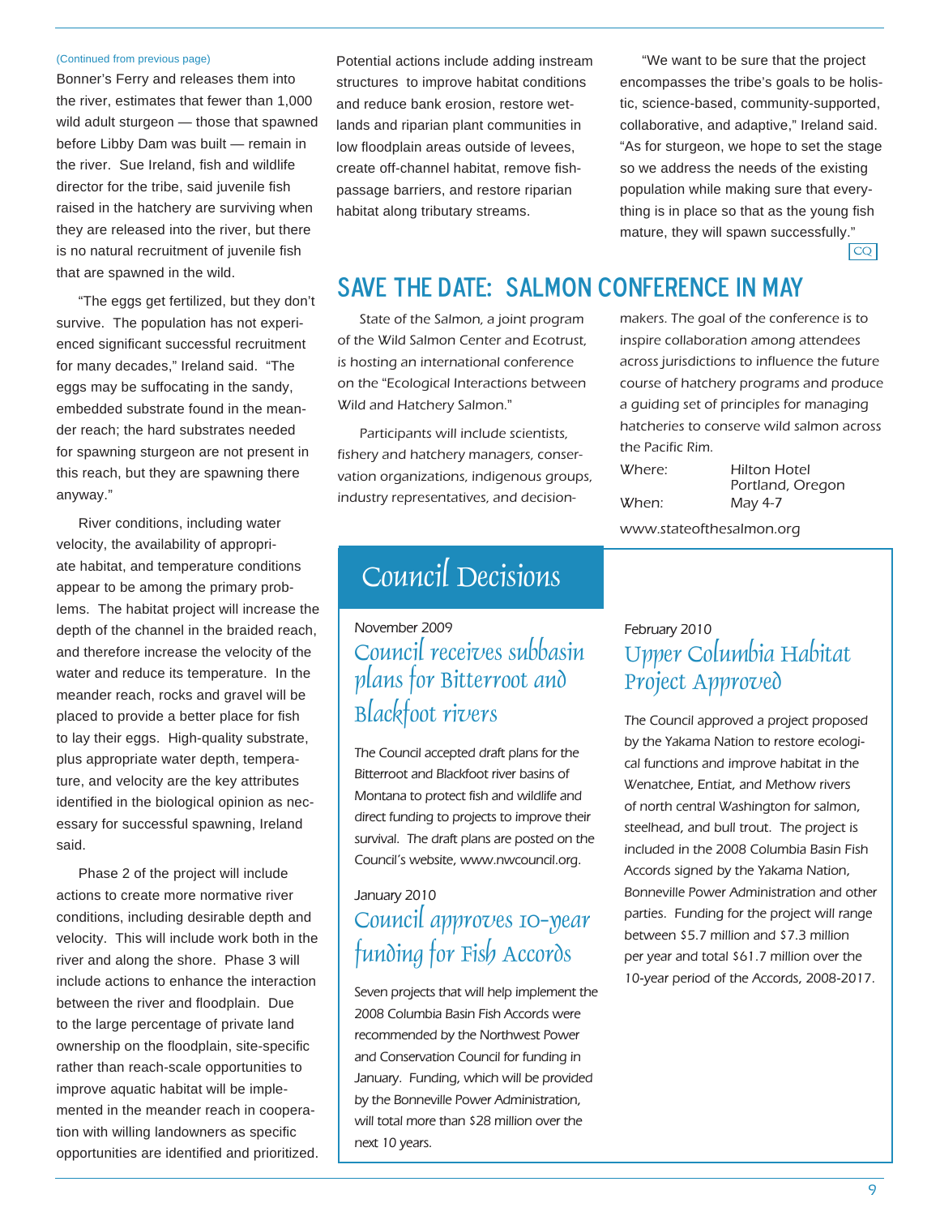(Continued from previous page)

Bonner's Ferry and releases them into the river, estimates that fewer than 1,000 wild adult sturgeon — those that spawned before Libby Dam was built — remain in the river. Sue Ireland, fish and wildlife director for the tribe, said juvenile fish raised in the hatchery are surviving when they are released into the river, but there is no natural recruitment of juvenile fish that are spawned in the wild.

"The eggs get fertilized, but they don't survive. The population has not experienced significant successful recruitment for many decades," Ireland said. "The eggs may be suffocating in the sandy, embedded substrate found in the meander reach; the hard substrates needed for spawning sturgeon are not present in this reach, but they are spawning there anyway."

River conditions, including water velocity, the availability of appropriate habitat, and temperature conditions appear to be among the primary problems. The habitat project will increase the depth of the channel in the braided reach, and therefore increase the velocity of the water and reduce its temperature. In the meander reach, rocks and gravel will be placed to provide a better place for fish to lay their eggs. High-quality substrate, plus appropriate water depth, temperature, and velocity are the key attributes identified in the biological opinion as necessary for successful spawning, Ireland said.

Phase 2 of the project will include actions to create more normative river conditions, including desirable depth and velocity. This will include work both in the river and along the shore. Phase 3 will include actions to enhance the interaction between the river and floodplain. Due to the large percentage of private land ownership on the floodplain, site-specific rather than reach-scale opportunities to improve aquatic habitat will be implemented in the meander reach in cooperation with willing landowners as specific opportunities are identified and prioritized.

Potential actions include adding instream structures to improve habitat conditions and reduce bank erosion, restore wetlands and riparian plant communities in low floodplain areas outside of levees, create off-channel habitat, remove fish-passage barriers, and restore riparian habitat along tributary streams.

"We want to be sure that the project encompasses the tribe's goals to be holistic, science-based, community-supported, collaborative, and adaptive," Ireland said. "As for sturgeon, we hope to set the stage so we address the needs of the existing population while making sure that everything is in place so that as the young fish mature, they will spawn successfully." CQ

## SAVE THE DATE: SALMON CONFERENCE IN MAY

State of the Salmon, a joint program of the Wild Salmon Center and Ecotrust, is hosting an international conference on the "Ecological Interactions between Wild and Hatchery Salmon."

Participants will include scientists, fishery and hatchery managers, conservation organizations, indigenous groups, industry representatives, and decision-makers. The goal of the conference is to inspire collaboration among attendees across jurisdictions to influence the future course of hatchery programs and produce a guiding set of principles for managing hatcheries to conserve wild salmon across the Pacific Rim.

Where: Hilton Hotel, Portland, Oregon
When: May 4-7

www.stateofthesalmon.org

## Council Decisions

November 2009

### Council receives subbasin plans for Bitterroot and Blackfoot rivers

The Council accepted draft plans for the Bitterroot and Blackfoot river basins of Montana to protect fish and wildlife and direct funding to projects to improve their survival. The draft plans are posted on the Council's website, www.nwcouncil.org.

January 2010

### Council approves 10-year funding for Fish Accords

Seven projects that will help implement the 2008 Columbia Basin Fish Accords were recommended by the Northwest Power and Conservation Council for funding in January. Funding, which will be provided by the Bonneville Power Administration, will total more than $28 million over the next 10 years.

February 2010

### Upper Columbia Habitat Project Approved

The Council approved a project proposed by the Yakama Nation to restore ecological functions and improve habitat in the Wenatchee, Entiat, and Methow rivers of north central Washington for salmon, steelhead, and bull trout. The project is included in the 2008 Columbia Basin Fish Accords signed by the Yakama Nation, Bonneville Power Administration and other parties. Funding for the project will range between $5.7 million and $7.3 million per year and total $61.7 million over the 10-year period of the Accords, 2008-2017.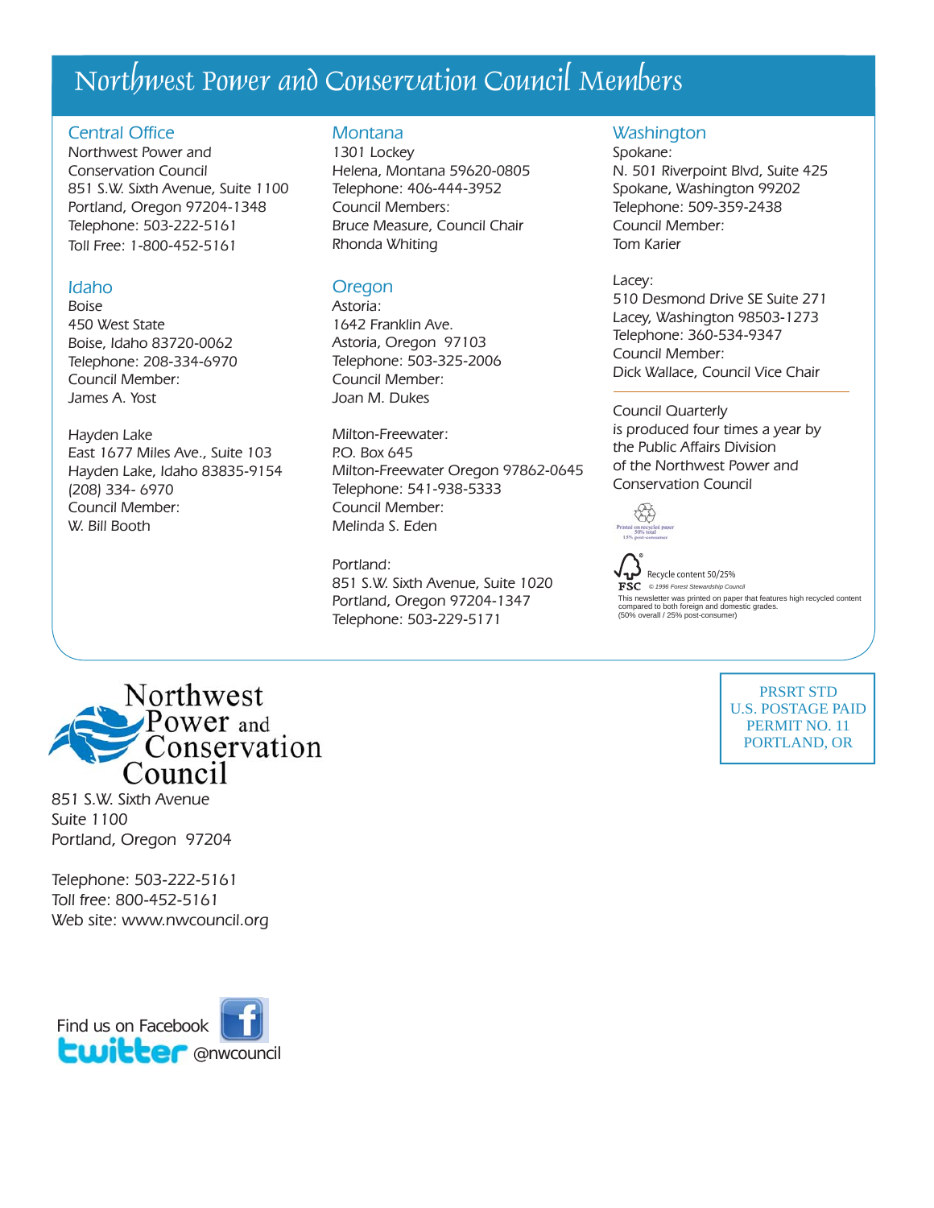# Northwest Power and Conservation Council Members

### Central Office

Northwest Power and Conservation Council
851 S.W. Sixth Avenue, Suite 1100
Portland, Oregon 97204-1348
Telephone: 503-222-5161
Toll Free: 1-800-452-5161

### Idaho

Boise
450 West State
Boise, Idaho 83720-0062
Telephone: 208-334-6970
Council Member:
James A. Yost

Hayden Lake
East 1677 Miles Ave., Suite 103
Hayden Lake, Idaho 83835-9154
(208) 334- 6970
Council Member:
W. Bill Booth

### Montana

1301 Lockey
Helena, Montana 59620-0805
Telephone: 406-444-3952
Council Members:
Bruce Measure, Council Chair
Rhonda Whiting

### Oregon

Astoria:
1642 Franklin Ave.
Astoria, Oregon 97103
Telephone: 503-325-2006
Council Member:
Joan M. Dukes

Milton-Freewater:
P.O. Box 645
Milton-Freewater Oregon 97862-0645
Telephone: 541-938-5333
Council Member:
Melinda S. Eden

Portland:
851 S.W. Sixth Avenue, Suite 1020
Portland, Oregon 97204-1347
Telephone: 503-229-5171

### Washington

Spokane:
N. 501 Riverpoint Blvd, Suite 425
Spokane, Washington 99202
Telephone: 509-359-2438
Council Member:
Tom Karier

Lacey:
510 Desmond Drive SE Suite 271
Lacey, Washington 98503-1273
Telephone: 360-534-9347
Council Member:
Dick Wallace, Council Vice Chair

---

Council Quarterly
is produced four times a year by
the Public Affairs Division
of the Northwest Power and
Conservation Council

Printed on recycled paper
50% total
15% post-consumer

FSC
Recycle content 50/25%
© 1996 Forest Stewardship Council
This newsletter was printed on paper that features high recycled content compared to both foreign and domestic grades.
(50% overall / 25% post-consumer)

Northwest Power and Conservation Council
851 S.W. Sixth Avenue
Suite 1100
Portland, Oregon 97204

Telephone: 503-222-5161
Toll free: 800-452-5161
Web site: www.nwcouncil.org

Find us on Facebook
twitter @nwcouncil

PRSRT STD
U.S. POSTAGE PAID
PERMIT NO. 11
PORTLAND, OR